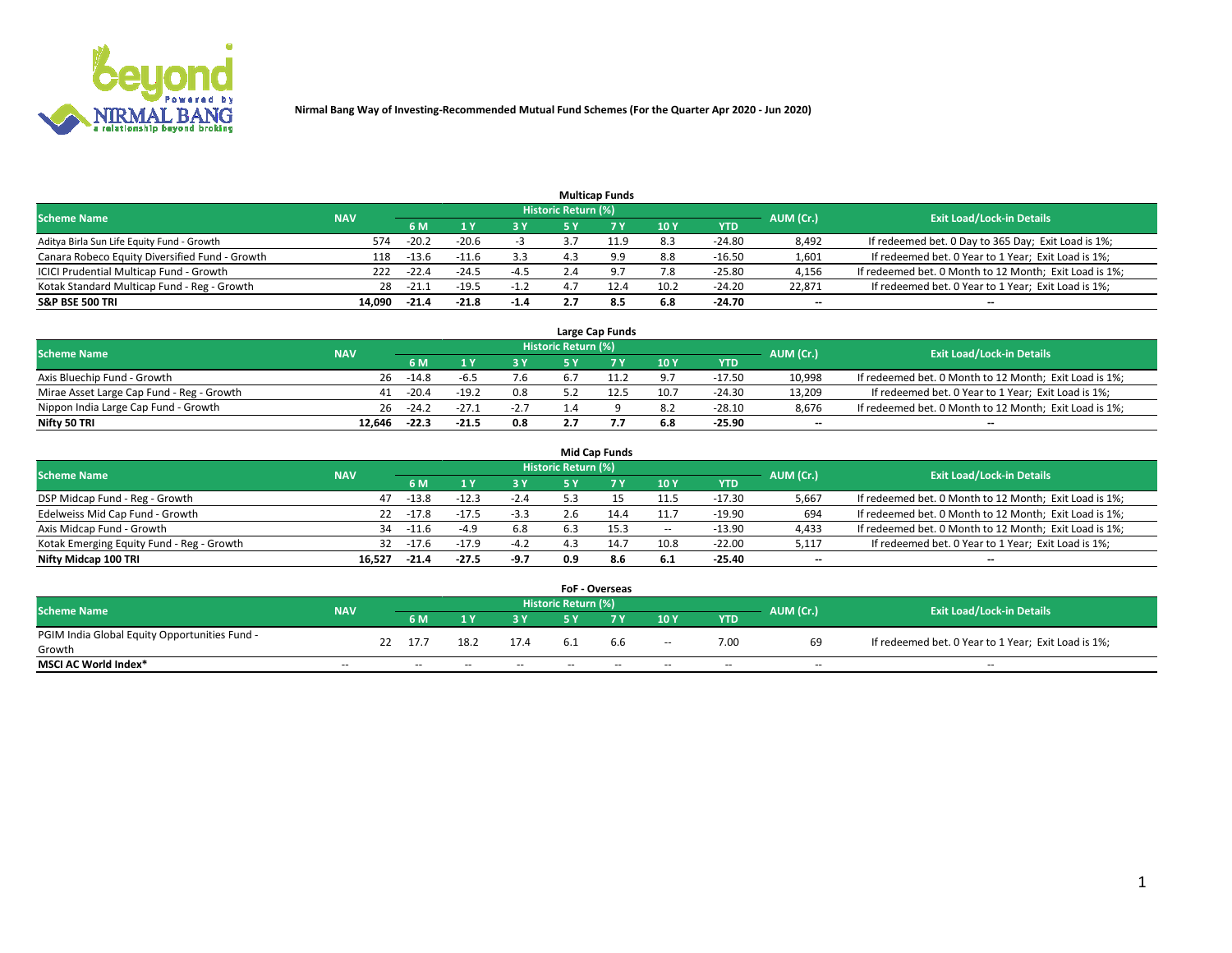**Nirmal Bang Way of Investing-Recommended Mutual Fund Schemes (For the Quarter Apr 2020 - Jun 2020)**

### Multicap Funds

| Scheme Name | NAV | Historic Return (%) | | | | | | | AUM (Cr.) | Exit Load/Lock-in Details |
|---|---|---|---|---|---|---|---|---|---|---|
| | | 6 M | 1 Y | 3 Y | 5 Y | 7 Y | 10 Y | YTD | | |
| Aditya Birla Sun Life Equity Fund - Growth | 574 | -20.2 | -20.6 | -3 | 3.7 | 11.9 | 8.3 | -24.80 | 8,492 | If redeemed bet. 0 Day to 365 Day; Exit Load is 1%; |
| Canara Robeco Equity Diversified Fund - Growth | 118 | -13.6 | -11.6 | 3.3 | 4.3 | 9.9 | 8.8 | -16.50 | 1,601 | If redeemed bet. 0 Year to 1 Year; Exit Load is 1%; |
| ICICI Prudential Multicap Fund - Growth | 222 | -22.4 | -24.5 | -4.5 | 2.4 | 9.7 | 7.8 | -25.80 | 4,156 | If redeemed bet. 0 Month to 12 Month; Exit Load is 1%; |
| Kotak Standard Multicap Fund - Reg - Growth | 28 | -21.1 | -19.5 | -1.2 | 4.7 | 12.4 | 10.2 | -24.20 | 22,871 | If redeemed bet. 0 Year to 1 Year; Exit Load is 1%; |
| **S&P BSE 500 TRI** | **14,090** | **-21.4** | **-21.8** | **-1.4** | **2.7** | **8.5** | **6.8** | **-24.70** | **--** | **--** |

### Large Cap Funds

| Scheme Name | NAV | Historic Return (%) | | | | | | | AUM (Cr.) | Exit Load/Lock-in Details |
|---|---|---|---|---|---|---|---|---|---|---|
| | | 6 M | 1 Y | 3 Y | 5 Y | 7 Y | 10 Y | YTD | | |
| Axis Bluechip Fund - Growth | 26 | -14.8 | -6.5 | 7.6 | 6.7 | 11.2 | 9.7 | -17.50 | 10,998 | If redeemed bet. 0 Month to 12 Month; Exit Load is 1%; |
| Mirae Asset Large Cap Fund - Reg - Growth | 41 | -20.4 | -19.2 | 0.8 | 5.2 | 12.5 | 10.7 | -24.30 | 13,209 | If redeemed bet. 0 Year to 1 Year; Exit Load is 1%; |
| Nippon India Large Cap Fund - Growth | 26 | -24.2 | -27.1 | -2.7 | 1.4 | 9 | 8.2 | -28.10 | 8,676 | If redeemed bet. 0 Month to 12 Month; Exit Load is 1%; |
| **Nifty 50 TRI** | **12,646** | **-22.3** | **-21.5** | **0.8** | **2.7** | **7.7** | **6.8** | **-25.90** | **--** | **--** |

### Mid Cap Funds

| Scheme Name | NAV | Historic Return (%) | | | | | | | AUM (Cr.) | Exit Load/Lock-in Details |
|---|---|---|---|---|---|---|---|---|---|---|
| | | 6 M | 1 Y | 3 Y | 5 Y | 7 Y | 10 Y | YTD | | |
| DSP Midcap Fund - Reg - Growth | 47 | -13.8 | -12.3 | -2.4 | 5.3 | 15 | 11.5 | -17.30 | 5,667 | If redeemed bet. 0 Month to 12 Month; Exit Load is 1%; |
| Edelweiss Mid Cap Fund - Growth | 22 | -17.8 | -17.5 | -3.3 | 2.6 | 14.4 | 11.7 | -19.90 | 694 | If redeemed bet. 0 Month to 12 Month; Exit Load is 1%; |
| Axis Midcap Fund - Growth | 34 | -11.6 | -4.9 | 6.8 | 6.3 | 15.3 | -- | -13.90 | 4,433 | If redeemed bet. 0 Month to 12 Month; Exit Load is 1%; |
| Kotak Emerging Equity Fund - Reg - Growth | 32 | -17.6 | -17.9 | -4.2 | 4.3 | 14.7 | 10.8 | -22.00 | 5,117 | If redeemed bet. 0 Year to 1 Year; Exit Load is 1%; |
| **Nifty Midcap 100 TRI** | **16,527** | **-21.4** | **-27.5** | **-9.7** | **0.9** | **8.6** | **6.1** | **-25.40** | **--** | **--** |

### FoF - Overseas

| Scheme Name | NAV | Historic Return (%) | | | | | | | AUM (Cr.) | Exit Load/Lock-in Details |
|---|---|---|---|---|---|---|---|---|---|---|
| | | 6 M | 1 Y | 3 Y | 5 Y | 7 Y | 10 Y | YTD | | |
| PGIM India Global Equity Opportunities Fund - Growth | 22 | 17.7 | 18.2 | 17.4 | 6.1 | 6.6 | -- | 7.00 | 69 | If redeemed bet. 0 Year to 1 Year; Exit Load is 1%; |
| **MSCI AC World Index*** | -- | -- | -- | -- | -- | -- | -- | -- | -- | -- |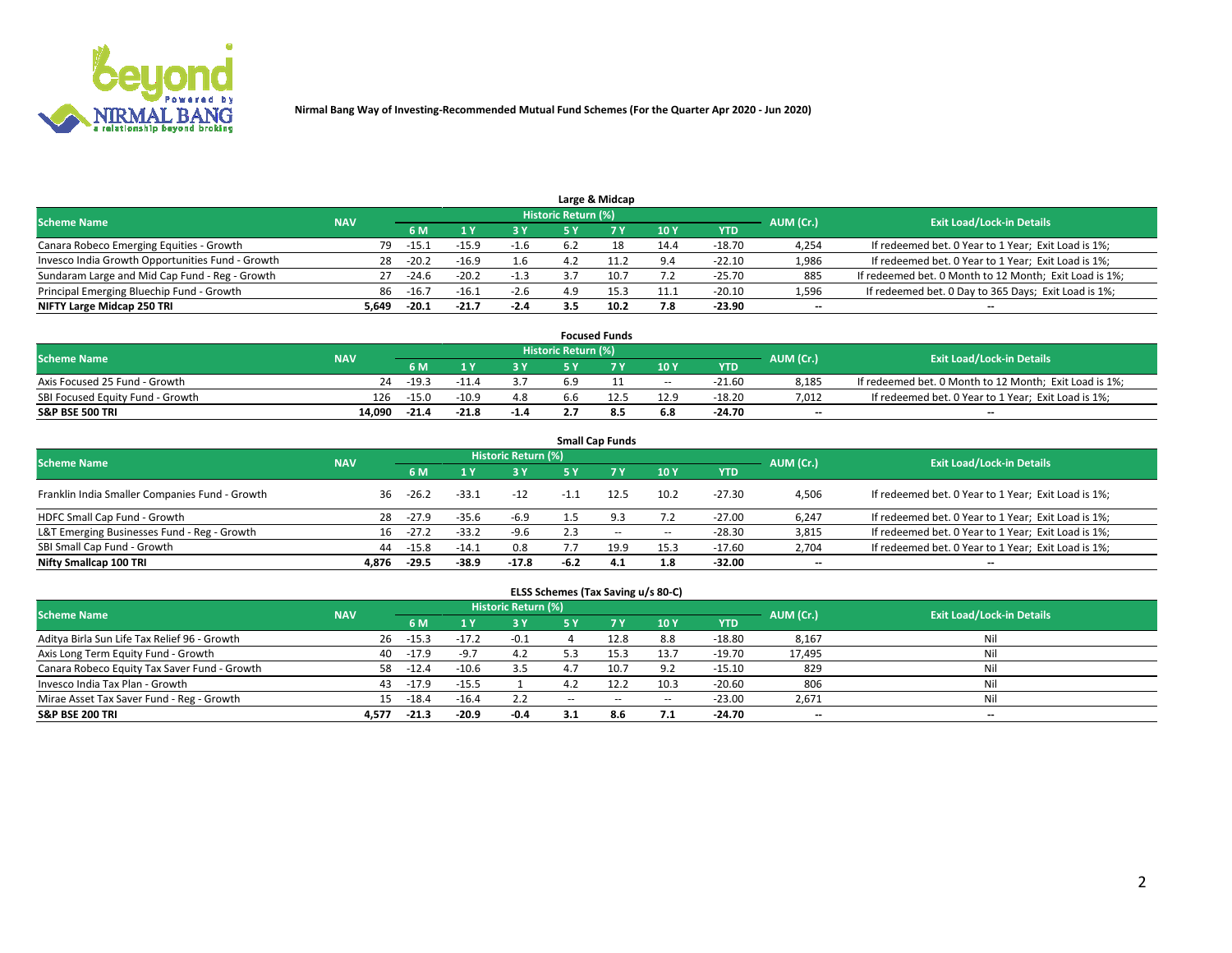Nirmal Bang Way of Investing-Recommended Mutual Fund Schemes (For the Quarter Apr 2020 - Jun 2020)

### Large & Midcap

| Scheme Name | NAV | Historic Return (%) | | | | | | | AUM (Cr.) | Exit Load/Lock-in Details |
|---|---|---|---|---|---|---|---|---|---|---|
| | | 6 M | 1 Y | 3 Y | 5 Y | 7 Y | 10 Y | YTD | | |
| Canara Robeco Emerging Equities - Growth | 79 | -15.1 | -15.9 | -1.6 | 6.2 | 18 | 14.4 | -18.70 | 4,254 | If redeemed bet. 0 Year to 1 Year; Exit Load is 1%; |
| Invesco India Growth Opportunities Fund - Growth | 28 | -20.2 | -16.9 | 1.6 | 4.2 | 11.2 | 9.4 | -22.10 | 1,986 | If redeemed bet. 0 Year to 1 Year; Exit Load is 1%; |
| Sundaram Large and Mid Cap Fund - Reg - Growth | 27 | -24.6 | -20.2 | -1.3 | 3.7 | 10.7 | 7.2 | -25.70 | 885 | If redeemed bet. 0 Month to 12 Month; Exit Load is 1%; |
| Principal Emerging Bluechip Fund - Growth | 86 | -16.7 | -16.1 | -2.6 | 4.9 | 15.3 | 11.1 | -20.10 | 1,596 | If redeemed bet. 0 Day to 365 Days; Exit Load is 1%; |
| **NIFTY Large Midcap 250 TRI** | **5,649** | **-20.1** | **-21.7** | **-2.4** | **3.5** | **10.2** | **7.8** | **-23.90** | -- | -- |

### Focused Funds

| Scheme Name | NAV | Historic Return (%) | | | | | | | AUM (Cr.) | Exit Load/Lock-in Details |
|---|---|---|---|---|---|---|---|---|---|---|
| | | 6 M | 1 Y | 3 Y | 5 Y | 7 Y | 10 Y | YTD | | |
| Axis Focused 25 Fund - Growth | 24 | -19.3 | -11.4 | 3.7 | 6.9 | 11 | -- | -21.60 | 8,185 | If redeemed bet. 0 Month to 12 Month; Exit Load is 1%; |
| SBI Focused Equity Fund - Growth | 126 | -15.0 | -10.9 | 4.8 | 6.6 | 12.5 | 12.9 | -18.20 | 7,012 | If redeemed bet. 0 Year to 1 Year; Exit Load is 1%; |
| **S&P BSE 500 TRI** | **14,090** | **-21.4** | **-21.8** | **-1.4** | **2.7** | **8.5** | **6.8** | **-24.70** | -- | -- |

### Small Cap Funds

| Scheme Name | NAV | Historic Return (%) | | | | | | | AUM (Cr.) | Exit Load/Lock-in Details |
|---|---|---|---|---|---|---|---|---|---|---|
| | | 6 M | 1 Y | 3 Y | 5 Y | 7 Y | 10 Y | YTD | | |
| Franklin India Smaller Companies Fund - Growth | 36 | -26.2 | -33.1 | -12 | -1.1 | 12.5 | 10.2 | -27.30 | 4,506 | If redeemed bet. 0 Year to 1 Year; Exit Load is 1%; |
| HDFC Small Cap Fund - Growth | 28 | -27.9 | -35.6 | -6.9 | 1.5 | 9.3 | 7.2 | -27.00 | 6,247 | If redeemed bet. 0 Year to 1 Year; Exit Load is 1%; |
| L&T Emerging Businesses Fund - Reg - Growth | 16 | -27.2 | -33.2 | -9.6 | 2.3 | -- | -- | -28.30 | 3,815 | If redeemed bet. 0 Year to 1 Year; Exit Load is 1%; |
| SBI Small Cap Fund - Growth | 44 | -15.8 | -14.1 | 0.8 | 7.7 | 19.9 | 15.3 | -17.60 | 2,704 | If redeemed bet. 0 Year to 1 Year; Exit Load is 1%; |
| **Nifty Smallcap 100 TRI** | **4,876** | **-29.5** | **-38.9** | **-17.8** | **-6.2** | **4.1** | **1.8** | **-32.00** | -- | -- |

### ELSS Schemes (Tax Saving u/s 80-C)

| Scheme Name | NAV | Historic Return (%) | | | | | | | AUM (Cr.) | Exit Load/Lock-in Details |
|---|---|---|---|---|---|---|---|---|---|---|
| | | 6 M | 1 Y | 3 Y | 5 Y | 7 Y | 10 Y | YTD | | |
| Aditya Birla Sun Life Tax Relief 96 - Growth | 26 | -15.3 | -17.2 | -0.1 | 4 | 12.8 | 8.8 | -18.80 | 8,167 | Nil |
| Axis Long Term Equity Fund - Growth | 40 | -17.9 | -9.7 | 4.2 | 5.3 | 15.3 | 13.7 | -19.70 | 17,495 | Nil |
| Canara Robeco Equity Tax Saver Fund - Growth | 58 | -12.4 | -10.6 | 3.5 | 4.7 | 10.7 | 9.2 | -15.10 | 829 | Nil |
| Invesco India Tax Plan - Growth | 43 | -17.9 | -15.5 | 1 | 4.2 | 12.2 | 10.3 | -20.60 | 806 | Nil |
| Mirae Asset Tax Saver Fund - Reg - Growth | 15 | -18.4 | -16.4 | 2.2 | -- | -- | -- | -23.00 | 2,671 | Nil |
| **S&P BSE 200 TRI** | **4,577** | **-21.3** | **-20.9** | **-0.4** | **3.1** | **8.6** | **7.1** | **-24.70** | -- | -- |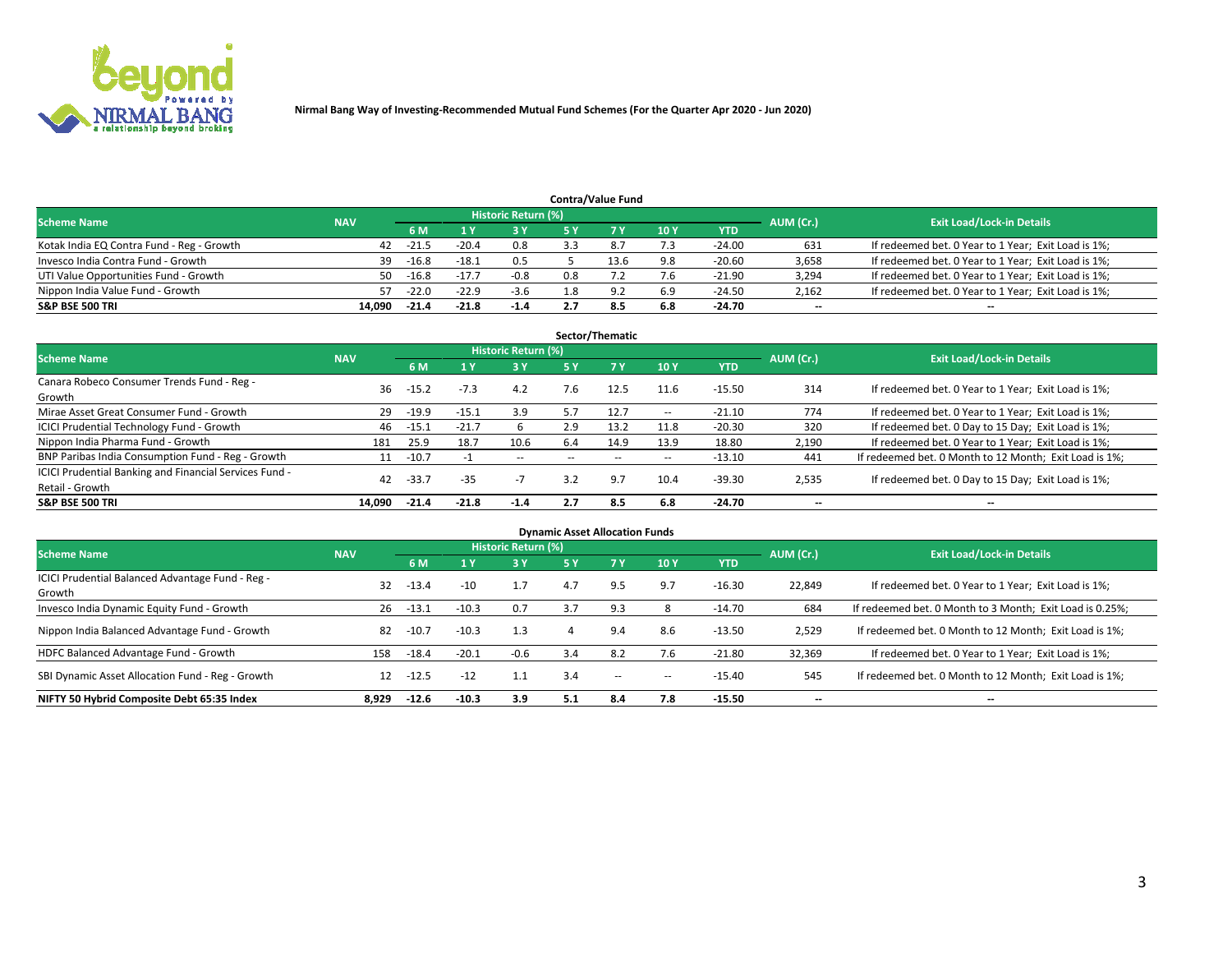Nirmal Bang Way of Investing-Recommended Mutual Fund Schemes (For the Quarter Apr 2020 - Jun 2020)

## Contra/Value Fund

| Scheme Name | NAV | Historic Return (%) | | | | | | | AUM (Cr.) | Exit Load/Lock-in Details |
|---|---|---|---|---|---|---|---|---|---|---|
| | | 6 M | 1 Y | 3 Y | 5 Y | 7 Y | 10 Y | YTD | | |
| Kotak India EQ Contra Fund - Reg - Growth | 42 | -21.5 | -20.4 | 0.8 | 3.3 | 8.7 | 7.3 | -24.00 | 631 | If redeemed bet. 0 Year to 1 Year; Exit Load is 1%; |
| Invesco India Contra Fund - Growth | 39 | -16.8 | -18.1 | 0.5 | 5 | 13.6 | 9.8 | -20.60 | 3,658 | If redeemed bet. 0 Year to 1 Year; Exit Load is 1%; |
| UTI Value Opportunities Fund - Growth | 50 | -16.8 | -17.7 | -0.8 | 0.8 | 7.2 | 7.6 | -21.90 | 3,294 | If redeemed bet. 0 Year to 1 Year; Exit Load is 1%; |
| Nippon India Value Fund - Growth | 57 | -22.0 | -22.9 | -3.6 | 1.8 | 9.2 | 6.9 | -24.50 | 2,162 | If redeemed bet. 0 Year to 1 Year; Exit Load is 1%; |
| **S&P BSE 500 TRI** | **14,090** | **-21.4** | **-21.8** | **-1.4** | **2.7** | **8.5** | **6.8** | **-24.70** | **--** | **--** |

## Sector/Thematic

| Scheme Name | NAV | Historic Return (%) | | | | | | | AUM (Cr.) | Exit Load/Lock-in Details |
|---|---|---|---|---|---|---|---|---|---|---|
| | | 6 M | 1 Y | 3 Y | 5 Y | 7 Y | 10 Y | YTD | | |
| Canara Robeco Consumer Trends Fund - Reg - Growth | 36 | -15.2 | -7.3 | 4.2 | 7.6 | 12.5 | 11.6 | -15.50 | 314 | If redeemed bet. 0 Year to 1 Year; Exit Load is 1%; |
| Mirae Asset Great Consumer Fund - Growth | 29 | -19.9 | -15.1 | 3.9 | 5.7 | 12.7 | -- | -21.10 | 774 | If redeemed bet. 0 Year to 1 Year; Exit Load is 1%; |
| ICICI Prudential Technology Fund - Growth | 46 | -15.1 | -21.7 | 6 | 2.9 | 13.2 | 11.8 | -20.30 | 320 | If redeemed bet. 0 Day to 15 Day; Exit Load is 1%; |
| Nippon India Pharma Fund - Growth | 181 | 25.9 | 18.7 | 10.6 | 6.4 | 14.9 | 13.9 | 18.80 | 2,190 | If redeemed bet. 0 Year to 1 Year; Exit Load is 1%; |
| BNP Paribas India Consumption Fund - Reg - Growth | 11 | -10.7 | -1 | -- | -- | -- | -- | -13.10 | 441 | If redeemed bet. 0 Month to 12 Month; Exit Load is 1%; |
| ICICI Prudential Banking and Financial Services Fund - Retail - Growth | 42 | -33.7 | -35 | -7 | 3.2 | 9.7 | 10.4 | -39.30 | 2,535 | If redeemed bet. 0 Day to 15 Day; Exit Load is 1%; |
| **S&P BSE 500 TRI** | **14,090** | **-21.4** | **-21.8** | **-1.4** | **2.7** | **8.5** | **6.8** | **-24.70** | **--** | **--** |

## Dynamic Asset Allocation Funds

| Scheme Name | NAV | Historic Return (%) | | | | | | | AUM (Cr.) | Exit Load/Lock-in Details |
|---|---|---|---|---|---|---|---|---|---|---|
| | | 6 M | 1 Y | 3 Y | 5 Y | 7 Y | 10 Y | YTD | | |
| ICICI Prudential Balanced Advantage Fund - Reg - Growth | 32 | -13.4 | -10 | 1.7 | 4.7 | 9.5 | 9.7 | -16.30 | 22,849 | If redeemed bet. 0 Year to 1 Year; Exit Load is 1%; |
| Invesco India Dynamic Equity Fund - Growth | 26 | -13.1 | -10.3 | 0.7 | 3.7 | 9.3 | 8 | -14.70 | 684 | If redeemed bet. 0 Month to 3 Month; Exit Load is 0.25%; |
| Nippon India Balanced Advantage Fund - Growth | 82 | -10.7 | -10.3 | 1.3 | 4 | 9.4 | 8.6 | -13.50 | 2,529 | If redeemed bet. 0 Month to 12 Month; Exit Load is 1%; |
| HDFC Balanced Advantage Fund - Growth | 158 | -18.4 | -20.1 | -0.6 | 3.4 | 8.2 | 7.6 | -21.80 | 32,369 | If redeemed bet. 0 Year to 1 Year; Exit Load is 1%; |
| SBI Dynamic Asset Allocation Fund - Reg - Growth | 12 | -12.5 | -12 | 1.1 | 3.4 | -- | -- | -15.40 | 545 | If redeemed bet. 0 Month to 12 Month; Exit Load is 1%; |
| **NIFTY 50 Hybrid Composite Debt 65:35 Index** | **8,929** | **-12.6** | **-10.3** | **3.9** | **5.1** | **8.4** | **7.8** | **-15.50** | **--** | **--** |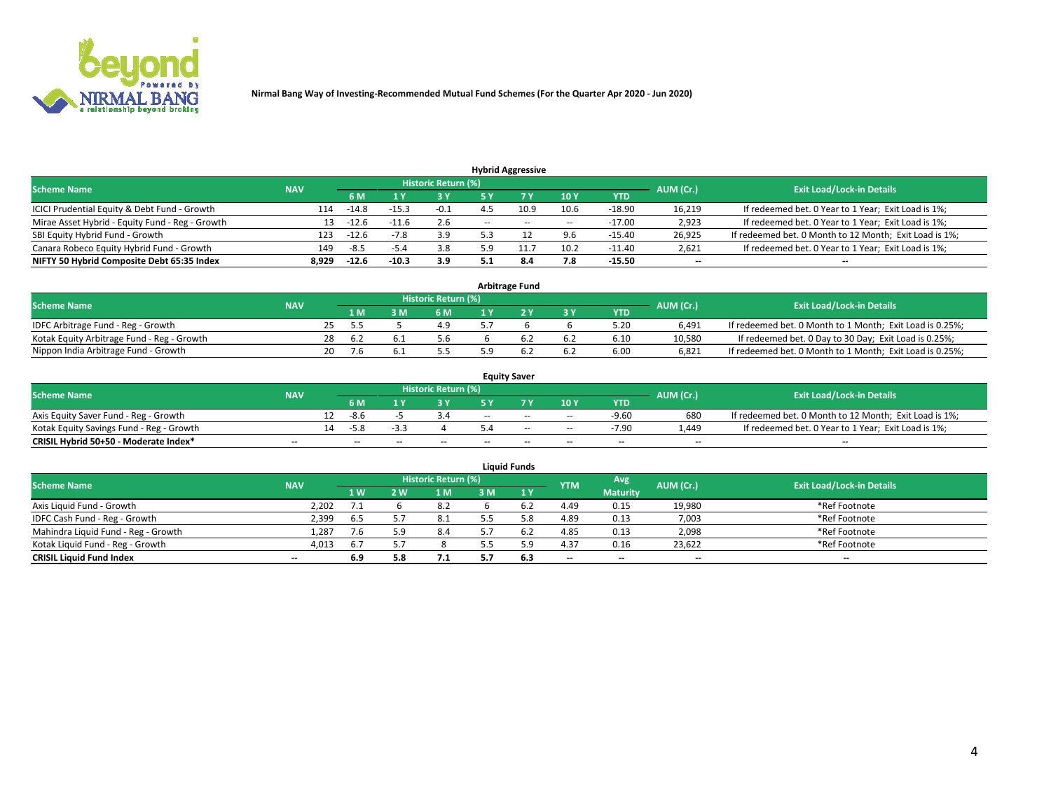Nirmal Bang Way of Investing-Recommended Mutual Fund Schemes (For the Quarter Apr 2020 - Jun 2020)

## Hybrid Aggressive

| Scheme Name | NAV | Historic Return (%) | | | | | | | AUM (Cr.) | Exit Load/Lock-in Details |
|---|---|---|---|---|---|---|---|---|---|---|
| | | 6 M | 1 Y | 3 Y | 5 Y | 7 Y | 10 Y | YTD | | |
| ICICI Prudential Equity & Debt Fund - Growth | 114 | -14.8 | -15.3 | -0.1 | 4.5 | 10.9 | 10.6 | -18.90 | 16,219 | If redeemed bet. 0 Year to 1 Year; Exit Load is 1%; |
| Mirae Asset Hybrid - Equity Fund - Reg - Growth | 13 | -12.6 | -11.6 | 2.6 | -- | -- | -- | -17.00 | 2,923 | If redeemed bet. 0 Year to 1 Year; Exit Load is 1%; |
| SBI Equity Hybrid Fund - Growth | 123 | -12.6 | -7.8 | 3.9 | 5.3 | 12 | 9.6 | -15.40 | 26,925 | If redeemed bet. 0 Month to 12 Month; Exit Load is 1%; |
| Canara Robeco Equity Hybrid Fund - Growth | 149 | -8.5 | -5.4 | 3.8 | 5.9 | 11.7 | 10.2 | -11.40 | 2,621 | If redeemed bet. 0 Year to 1 Year; Exit Load is 1%; |
| **NIFTY 50 Hybrid Composite Debt 65:35 Index** | **8,929** | **-12.6** | **-10.3** | **3.9** | **5.1** | **8.4** | **7.8** | **-15.50** | **--** | **--** |

## Arbitrage Fund

| Scheme Name | NAV | Historic Return (%) | | | | | | | AUM (Cr.) | Exit Load/Lock-in Details |
|---|---|---|---|---|---|---|---|---|---|---|
| | | 1 M | 3 M | 6 M | 1 Y | 2 Y | 3 Y | YTD | | |
| IDFC Arbitrage Fund - Reg - Growth | 25 | 5.5 | 5 | 4.9 | 5.7 | 6 | 6 | 5.20 | 6,491 | If redeemed bet. 0 Month to 1 Month; Exit Load is 0.25%; |
| Kotak Equity Arbitrage Fund - Reg - Growth | 28 | 6.2 | 6.1 | 5.6 | 6 | 6.2 | 6.2 | 6.10 | 10,580 | If redeemed bet. 0 Day to 30 Day; Exit Load is 0.25%; |
| Nippon India Arbitrage Fund - Growth | 20 | 7.6 | 6.1 | 5.5 | 5.9 | 6.2 | 6.2 | 6.00 | 6,821 | If redeemed bet. 0 Month to 1 Month; Exit Load is 0.25%; |

## Equity Saver

| Scheme Name | NAV | Historic Return (%) | | | | | | | AUM (Cr.) | Exit Load/Lock-in Details |
|---|---|---|---|---|---|---|---|---|---|---|
| | | 6 M | 1 Y | 3 Y | 5 Y | 7 Y | 10 Y | YTD | | |
| Axis Equity Saver Fund - Reg - Growth | 12 | -8.6 | -5 | 3.4 | -- | -- | -- | -9.60 | 680 | If redeemed bet. 0 Month to 12 Month; Exit Load is 1%; |
| Kotak Equity Savings Fund - Reg - Growth | 14 | -5.8 | -3.3 | 4 | 5.4 | -- | -- | -7.90 | 1,449 | If redeemed bet. 0 Year to 1 Year; Exit Load is 1%; |
| **CRISIL Hybrid 50+50 - Moderate Index*** | **--** | **--** | **--** | **--** | **--** | **--** | **--** | **--** | **--** | **--** |

## Liquid Funds

| Scheme Name | NAV | Historic Return (%) | | | | | YTM | Avg Maturity | AUM (Cr.) | Exit Load/Lock-in Details |
|---|---|---|---|---|---|---|---|---|---|---|
| | | 1 W | 2 W | 1 M | 3 M | 1 Y | | | | |
| Axis Liquid Fund - Growth | 2,202 | 7.1 | 6 | 8.2 | 6 | 6.2 | 4.49 | 0.15 | 19,980 | *Ref Footnote |
| IDFC Cash Fund - Reg - Growth | 2,399 | 6.5 | 5.7 | 8.1 | 5.5 | 5.8 | 4.89 | 0.13 | 7,003 | *Ref Footnote |
| Mahindra Liquid Fund - Reg - Growth | 1,287 | 7.6 | 5.9 | 8.4 | 5.7 | 6.2 | 4.85 | 0.13 | 2,098 | *Ref Footnote |
| Kotak Liquid Fund - Reg - Growth | 4,013 | 6.7 | 5.7 | 8 | 5.5 | 5.9 | 4.37 | 0.16 | 23,622 | *Ref Footnote |
| **CRISIL Liquid Fund Index** | **--** | **6.9** | **5.8** | **7.1** | **5.7** | **6.3** | **--** | **--** | **--** | **--** |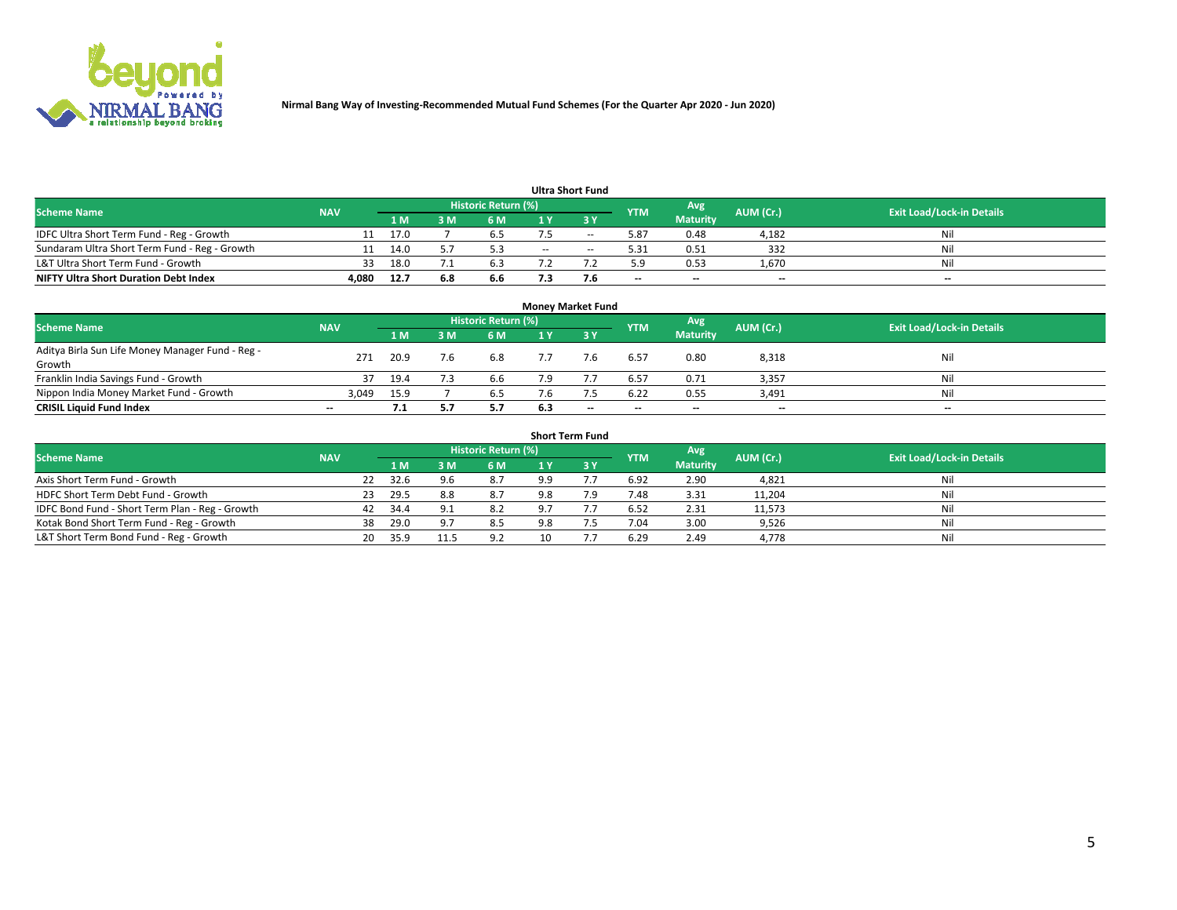Nirmal Bang Way of Investing-Recommended Mutual Fund Schemes (For the Quarter Apr 2020 - Jun 2020)

### Ultra Short Fund

| Scheme Name | NAV | Historic Return (%) | | | | | YTM | Avg Maturity | AUM (Cr.) | Exit Load/Lock-in Details |
|---|---|---|---|---|---|---|---|---|---|---|
| | | 1 M | 3 M | 6 M | 1 Y | 3 Y | | | | |
| IDFC Ultra Short Term Fund - Reg - Growth | 11 | 17.0 | 7 | 6.5 | 7.5 | -- | 5.87 | 0.48 | 4,182 | Nil |
| Sundaram Ultra Short Term Fund - Reg - Growth | 11 | 14.0 | 5.7 | 5.3 | -- | -- | 5.31 | 0.51 | 332 | Nil |
| L&T Ultra Short Term Fund - Growth | 33 | 18.0 | 7.1 | 6.3 | 7.2 | 7.2 | 5.9 | 0.53 | 1,670 | Nil |
| **NIFTY Ultra Short Duration Debt Index** | **4,080** | **12.7** | **6.8** | **6.6** | **7.3** | **7.6** | **--** | **--** | **--** | **--** |

### Money Market Fund

| Scheme Name | NAV | Historic Return (%) | | | | | YTM | Avg Maturity | AUM (Cr.) | Exit Load/Lock-in Details |
|---|---|---|---|---|---|---|---|---|---|---|
| | | 1 M | 3 M | 6 M | 1 Y | 3 Y | | | | |
| Aditya Birla Sun Life Money Manager Fund - Reg - Growth | 271 | 20.9 | 7.6 | 6.8 | 7.7 | 7.6 | 6.57 | 0.80 | 8,318 | Nil |
| Franklin India Savings Fund - Growth | 37 | 19.4 | 7.3 | 6.6 | 7.9 | 7.7 | 6.57 | 0.71 | 3,357 | Nil |
| Nippon India Money Market Fund - Growth | 3,049 | 15.9 | 7 | 6.5 | 7.6 | 7.5 | 6.22 | 0.55 | 3,491 | Nil |
| **CRISIL Liquid Fund Index** | **--** | **7.1** | **5.7** | **5.7** | **6.3** | **--** | **--** | **--** | **--** | **--** |

### Short Term Fund

| Scheme Name | NAV | Historic Return (%) | | | | | YTM | Avg Maturity | AUM (Cr.) | Exit Load/Lock-in Details |
|---|---|---|---|---|---|---|---|---|---|---|
| | | 1 M | 3 M | 6 M | 1 Y | 3 Y | | | | |
| Axis Short Term Fund - Growth | 22 | 32.6 | 9.6 | 8.7 | 9.9 | 7.7 | 6.92 | 2.90 | 4,821 | Nil |
| HDFC Short Term Debt Fund - Growth | 23 | 29.5 | 8.8 | 8.7 | 9.8 | 7.9 | 7.48 | 3.31 | 11,204 | Nil |
| IDFC Bond Fund - Short Term Plan - Reg - Growth | 42 | 34.4 | 9.1 | 8.2 | 9.7 | 7.7 | 6.52 | 2.31 | 11,573 | Nil |
| Kotak Bond Short Term Fund - Reg - Growth | 38 | 29.0 | 9.7 | 8.5 | 9.8 | 7.5 | 7.04 | 3.00 | 9,526 | Nil |
| L&T Short Term Bond Fund - Reg - Growth | 20 | 35.9 | 11.5 | 9.2 | 10 | 7.7 | 6.29 | 2.49 | 4,778 | Nil |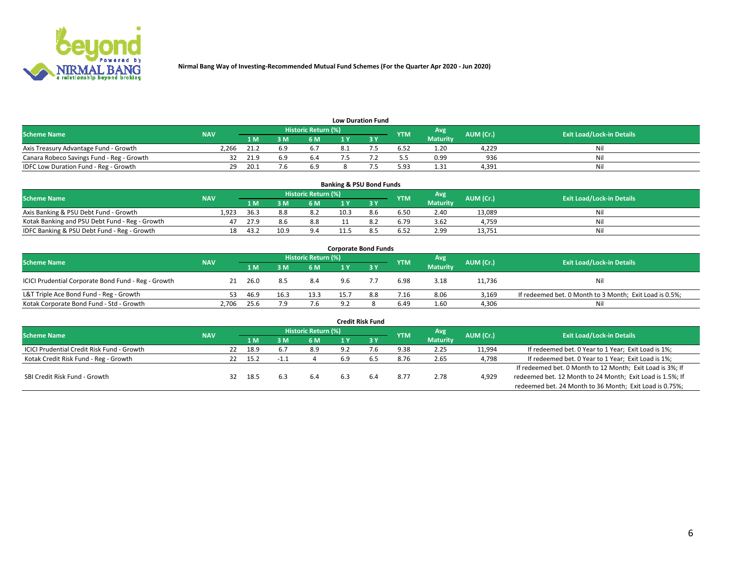Nirmal Bang Way of Investing-Recommended Mutual Fund Schemes (For the Quarter Apr 2020 - Jun 2020)

### Low Duration Fund

| Scheme Name | NAV | Historic Return (%) | | | | | YTM | Avg Maturity | AUM (Cr.) | Exit Load/Lock-in Details |
|---|---|---|---|---|---|---|---|---|---|---|
| | | 1 M | 3 M | 6 M | 1 Y | 3 Y | | | | |
| Axis Treasury Advantage Fund - Growth | 2,266 | 21.2 | 6.9 | 6.7 | 8.1 | 7.5 | 6.52 | 1.20 | 4,229 | Nil |
| Canara Robeco Savings Fund - Reg - Growth | 32 | 21.9 | 6.9 | 6.4 | 7.5 | 7.2 | 5.5 | 0.99 | 936 | Nil |
| IDFC Low Duration Fund - Reg - Growth | 29 | 20.1 | 7.6 | 6.9 | 8 | 7.5 | 5.93 | 1.31 | 4,391 | Nil |

### Banking & PSU Bond Funds

| Scheme Name | NAV | Historic Return (%) | | | | | YTM | Avg Maturity | AUM (Cr.) | Exit Load/Lock-in Details |
|---|---|---|---|---|---|---|---|---|---|---|
| | | 1 M | 3 M | 6 M | 1 Y | 3 Y | | | | |
| Axis Banking & PSU Debt Fund - Growth | 1,923 | 36.3 | 8.8 | 8.2 | 10.3 | 8.6 | 6.50 | 2.40 | 13,089 | Nil |
| Kotak Banking and PSU Debt Fund - Reg - Growth | 47 | 27.9 | 8.6 | 8.8 | 11 | 8.2 | 6.79 | 3.62 | 4,759 | Nil |
| IDFC Banking & PSU Debt Fund - Reg - Growth | 18 | 43.2 | 10.9 | 9.4 | 11.5 | 8.5 | 6.52 | 2.99 | 13,751 | Nil |

### Corporate Bond Funds

| Scheme Name | NAV | Historic Return (%) | | | | | YTM | Avg Maturity | AUM (Cr.) | Exit Load/Lock-in Details |
|---|---|---|---|---|---|---|---|---|---|---|
| | | 1 M | 3 M | 6 M | 1 Y | 3 Y | | | | |
| ICICI Prudential Corporate Bond Fund - Reg - Growth | 21 | 26.0 | 8.5 | 8.4 | 9.6 | 7.7 | 6.98 | 3.18 | 11,736 | Nil |
| L&T Triple Ace Bond Fund - Reg - Growth | 53 | 46.9 | 16.3 | 13.3 | 15.7 | 8.8 | 7.16 | 8.06 | 3,169 | If redeemed bet. 0 Month to 3 Month; Exit Load is 0.5%; |
| Kotak Corporate Bond Fund - Std - Growth | 2,706 | 25.6 | 7.9 | 7.6 | 9.2 | 8 | 6.49 | 1.60 | 4,306 | Nil |

### Credit Risk Fund

| Scheme Name | NAV | Historic Return (%) | | | | | YTM | Avg Maturity | AUM (Cr.) | Exit Load/Lock-in Details |
|---|---|---|---|---|---|---|---|---|---|---|
| | | 1 M | 3 M | 6 M | 1 Y | 3 Y | | | | |
| ICICI Prudential Credit Risk Fund - Growth | 22 | 18.9 | 6.7 | 8.9 | 9.2 | 7.6 | 9.38 | 2.25 | 11,994 | If redeemed bet. 0 Year to 1 Year; Exit Load is 1%; |
| Kotak Credit Risk Fund - Reg - Growth | 22 | 15.2 | -1.1 | 4 | 6.9 | 6.5 | 8.76 | 2.65 | 4,798 | If redeemed bet. 0 Year to 1 Year; Exit Load is 1%; |
| SBI Credit Risk Fund - Growth | 32 | 18.5 | 6.3 | 6.4 | 6.3 | 6.4 | 8.77 | 2.78 | 4,929 | If redeemed bet. 0 Month to 12 Month; Exit Load is 3%; If redeemed bet. 12 Month to 24 Month; Exit Load is 1.5%; If redeemed bet. 24 Month to 36 Month; Exit Load is 0.75%; |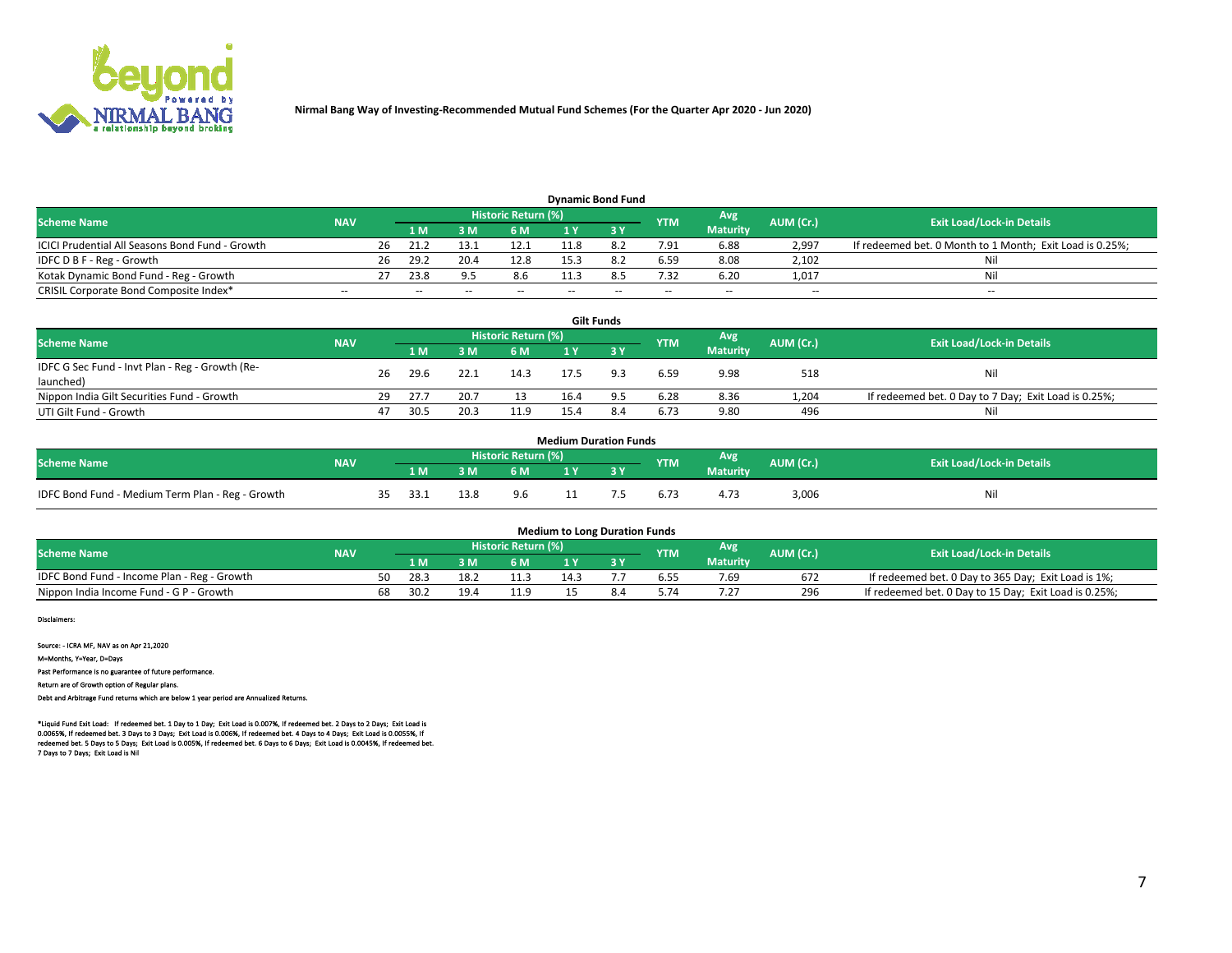**Nirmal Bang Way of Investing-Recommended Mutual Fund Schemes (For the Quarter Apr 2020 - Jun 2020)**

### Dynamic Bond Fund

| Scheme Name | NAV | Historic Return (%) | | | | | YTM | Avg Maturity | AUM (Cr.) | Exit Load/Lock-in Details |
|---|---|---|---|---|---|---|---|---|---|---|
| | | 1 M | 3 M | 6 M | 1 Y | 3 Y | | | | |
| ICICI Prudential All Seasons Bond Fund - Growth | 26 | 21.2 | 13.1 | 12.1 | 11.8 | 8.2 | 7.91 | 6.88 | 2,997 | If redeemed bet. 0 Month to 1 Month; Exit Load is 0.25%; |
| IDFC D B F - Reg - Growth | 26 | 29.2 | 20.4 | 12.8 | 15.3 | 8.2 | 6.59 | 8.08 | 2,102 | Nil |
| Kotak Dynamic Bond Fund - Reg - Growth | 27 | 23.8 | 9.5 | 8.6 | 11.3 | 8.5 | 7.32 | 6.20 | 1,017 | Nil |
| CRISIL Corporate Bond Composite Index* | -- | -- | -- | -- | -- | -- | -- | -- | -- | -- |

### Gilt Funds

| Scheme Name | NAV | Historic Return (%) | | | | | YTM | Avg Maturity | AUM (Cr.) | Exit Load/Lock-in Details |
|---|---|---|---|---|---|---|---|---|---|---|
| | | 1 M | 3 M | 6 M | 1 Y | 3 Y | | | | |
| IDFC G Sec Fund - Invt Plan - Reg - Growth (Re-launched) | 26 | 29.6 | 22.1 | 14.3 | 17.5 | 9.3 | 6.59 | 9.98 | 518 | Nil |
| Nippon India Gilt Securities Fund - Growth | 29 | 27.7 | 20.7 | 13 | 16.4 | 9.5 | 6.28 | 8.36 | 1,204 | If redeemed bet. 0 Day to 7 Day; Exit Load is 0.25%; |
| UTI Gilt Fund - Growth | 47 | 30.5 | 20.3 | 11.9 | 15.4 | 8.4 | 6.73 | 9.80 | 496 | Nil |

### Medium Duration Funds

| Scheme Name | NAV | Historic Return (%) | | | | | YTM | Avg Maturity | AUM (Cr.) | Exit Load/Lock-in Details |
|---|---|---|---|---|---|---|---|---|---|---|
| | | 1 M | 3 M | 6 M | 1 Y | 3 Y | | | | |
| IDFC Bond Fund - Medium Term Plan - Reg - Growth | 35 | 33.1 | 13.8 | 9.6 | 11 | 7.5 | 6.73 | 4.73 | 3,006 | Nil |

### Medium to Long Duration Funds

| Scheme Name | NAV | Historic Return (%) | | | | | YTM | Avg Maturity | AUM (Cr.) | Exit Load/Lock-in Details |
|---|---|---|---|---|---|---|---|---|---|---|
| | | 1 M | 3 M | 6 M | 1 Y | 3 Y | | | | |
| IDFC Bond Fund - Income Plan - Reg - Growth | 50 | 28.3 | 18.2 | 11.3 | 14.3 | 7.7 | 6.55 | 7.69 | 672 | If redeemed bet. 0 Day to 365 Day; Exit Load is 1%; |
| Nippon India Income Fund - G P - Growth | 68 | 30.2 | 19.4 | 11.9 | 15 | 8.4 | 5.74 | 7.27 | 296 | If redeemed bet. 0 Day to 15 Day; Exit Load is 0.25%; |

Disclaimers:

Source: - ICRA MF, NAV as on Apr 21,2020

M=Months, Y=Year, D=Days

Past Performance is no guarantee of future performance.

Return are of Growth option of Regular plans.

Debt and Arbitrage Fund returns which are below 1 year period are Annualized Returns.

*Liquid Fund Exit Load: If redeemed bet. 1 Day to 1 Day; Exit Load is 0.007%, If redeemed bet. 2 Days to 2 Days; Exit Load is 0.0065%, If redeemed bet. 3 Days to 3 Days; Exit Load is 0.006%, If redeemed bet. 4 Days to 4 Days; Exit Load is 0.0055%, If redeemed bet. 5 Days to 5 Days; Exit Load is 0.005%, If redeemed bet. 6 Days to 6 Days; Exit Load is 0.0045%, If redeemed bet. 7 Days to 7 Days; Exit Load is Nil